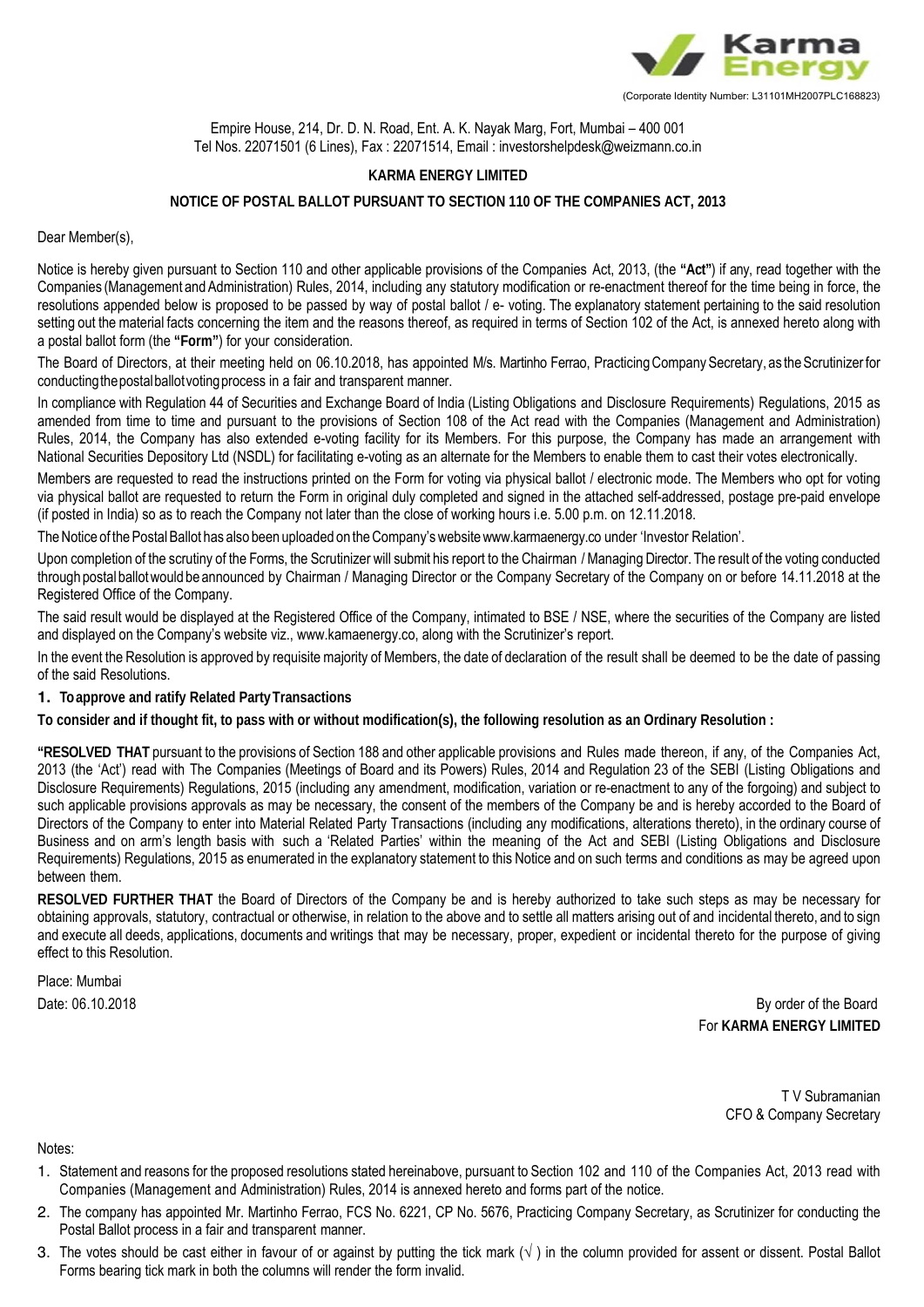Karma Energy

(Corporate Identity Number: L31101MH2007PLC168823)

Empire House, 214, Dr. D. N. Road, Ent. A. K. Nayak Marg, Fort, Mumbai – 400 001
Tel Nos. 22071501 (6 Lines), Fax : 22071514, Email : investorshelpdesk@weizmann.co.in

**KARMA ENERGY LIMITED**

**NOTICE OF POSTAL BALLOT PURSUANT TO SECTION 110 OF THE COMPANIES ACT, 2013**

Dear Member(s),

Notice is hereby given pursuant to Section 110 and other applicable provisions of the Companies Act, 2013, (the **"Act"**) if any, read together with the Companies (Management and Administration) Rules, 2014, including any statutory modification or re-enactment thereof for the time being in force, the resolutions appended below is proposed to be passed by way of postal ballot / e- voting. The explanatory statement pertaining to the said resolution setting out the material facts concerning the item and the reasons thereof, as required in terms of Section 102 of the Act, is annexed hereto along with a postal ballot form (the **"Form"**) for your consideration.

The Board of Directors, at their meeting held on 06.10.2018, has appointed M/s. Martinho Ferrao, Practicing Company Secretary, as the Scrutinizer for conducting the postal ballot voting process in a fair and transparent manner.

In compliance with Regulation 44 of Securities and Exchange Board of India (Listing Obligations and Disclosure Requirements) Regulations, 2015 as amended from time to time and pursuant to the provisions of Section 108 of the Act read with the Companies (Management and Administration) Rules, 2014, the Company has also extended e-voting facility for its Members. For this purpose, the Company has made an arrangement with National Securities Depository Ltd (NSDL) for facilitating e-voting as an alternate for the Members to enable them to cast their votes electronically.

Members are requested to read the instructions printed on the Form for voting via physical ballot / electronic mode. The Members who opt for voting via physical ballot are requested to return the Form in original duly completed and signed in the attached self-addressed, postage pre-paid envelope (if posted in India) so as to reach the Company not later than the close of working hours i.e. 5.00 p.m. on 12.11.2018.

The Notice of the Postal Ballot has also been uploaded on the Company's website www.karmaenergy.co under 'Investor Relation'.

Upon completion of the scrutiny of the Forms, the Scrutinizer will submit his report to the Chairman / Managing Director. The result of the voting conducted through postal ballot would be announced by Chairman / Managing Director or the Company Secretary of the Company on or before 14.11.2018 at the Registered Office of the Company.

The said result would be displayed at the Registered Office of the Company, intimated to BSE / NSE, where the securities of the Company are listed and displayed on the Company's website viz., www.kamaenergy.co, along with the Scrutinizer's report.

In the event the Resolution is approved by requisite majority of Members, the date of declaration of the result shall be deemed to be the date of passing of the said Resolutions.

1. **To approve and ratify Related Party Transactions**

**To consider and if thought fit, to pass with or without modification(s), the following resolution as an Ordinary Resolution :**

**"RESOLVED THAT** pursuant to the provisions of Section 188 and other applicable provisions and Rules made thereon, if any, of the Companies Act, 2013 (the 'Act') read with The Companies (Meetings of Board and its Powers) Rules, 2014 and Regulation 23 of the SEBI (Listing Obligations and Disclosure Requirements) Regulations, 2015 (including any amendment, modification, variation or re-enactment to any of the forgoing) and subject to such applicable provisions approvals as may be necessary, the consent of the members of the Company be and is hereby accorded to the Board of Directors of the Company to enter into Material Related Party Transactions (including any modifications, alterations thereto), in the ordinary course of Business and on arm's length basis with such a 'Related Parties' within the meaning of the Act and SEBI (Listing Obligations and Disclosure Requirements) Regulations, 2015 as enumerated in the explanatory statement to this Notice and on such terms and conditions as may be agreed upon between them.

**RESOLVED FURTHER THAT** the Board of Directors of the Company be and is hereby authorized to take such steps as may be necessary for obtaining approvals, statutory, contractual or otherwise, in relation to the above and to settle all matters arising out of and incidental thereto, and to sign and execute all deeds, applications, documents and writings that may be necessary, proper, expedient or incidental thereto for the purpose of giving effect to this Resolution.

Place: Mumbai
Date: 06.10.2018

By order of the Board
For **KARMA ENERGY LIMITED**

T V Subramanian
CFO & Company Secretary

Notes:

1. Statement and reasons for the proposed resolutions stated hereinabove, pursuant to Section 102 and 110 of the Companies Act, 2013 read with Companies (Management and Administration) Rules, 2014 is annexed hereto and forms part of the notice.
2. The company has appointed Mr. Martinho Ferrao, FCS No. 6221, CP No. 5676, Practicing Company Secretary, as Scrutinizer for conducting the Postal Ballot process in a fair and transparent manner.
3. The votes should be cast either in favour of or against by putting the tick mark (√ ) in the column provided for assent or dissent. Postal Ballot Forms bearing tick mark in both the columns will render the form invalid.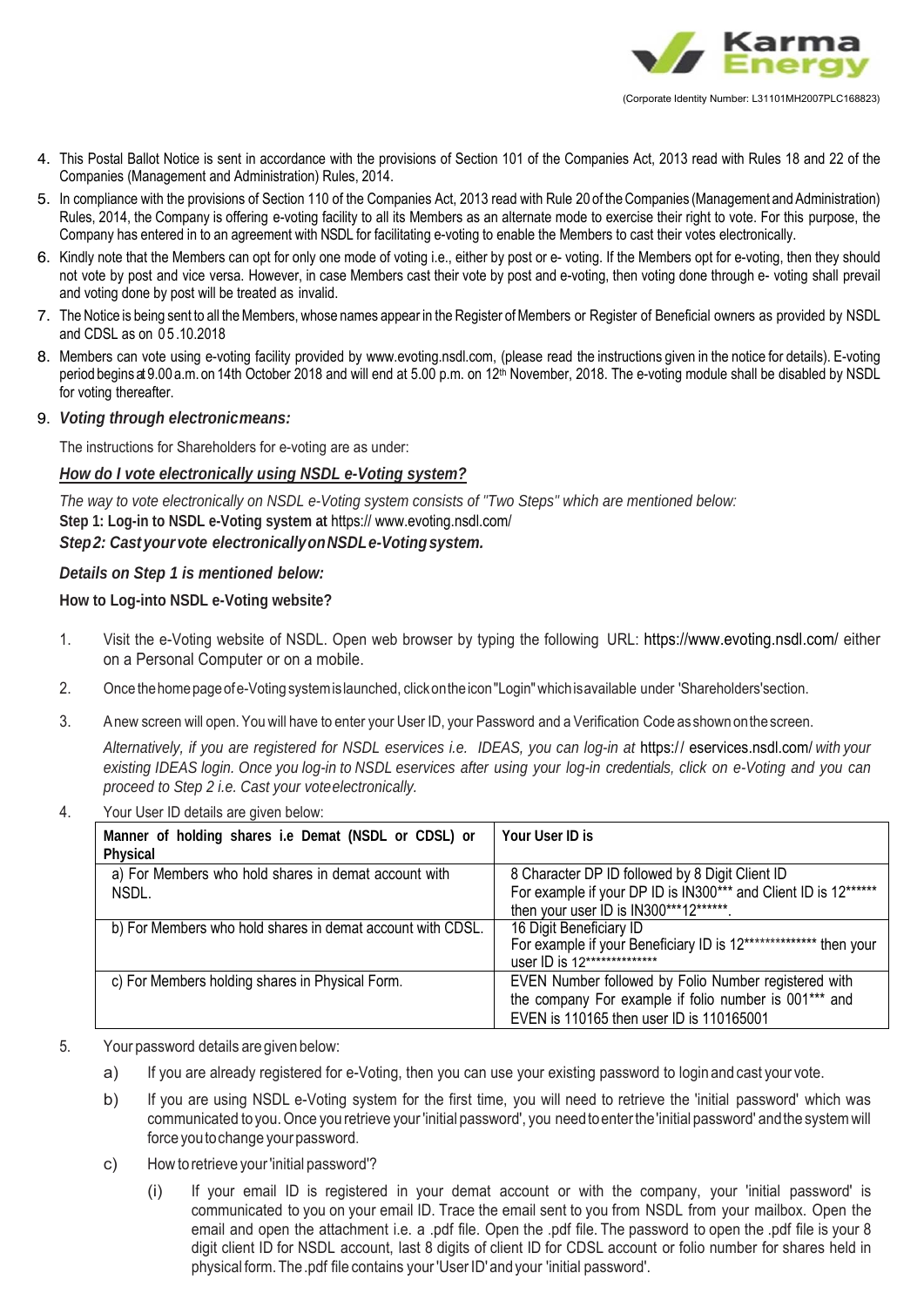4. This Postal Ballot Notice is sent in accordance with the provisions of Section 101 of the Companies Act, 2013 read with Rules 18 and 22 of the Companies (Management and Administration) Rules, 2014.
5. In compliance with the provisions of Section 110 of the Companies Act, 2013 read with Rule 20 of the Companies (Management and Administration) Rules, 2014, the Company is offering e-voting facility to all its Members as an alternate mode to exercise their right to vote. For this purpose, the Company has entered in to an agreement with NSDL for facilitating e-voting to enable the Members to cast their votes electronically.
6. Kindly note that the Members can opt for only one mode of voting i.e., either by post or e- voting. If the Members opt for e-voting, then they should not vote by post and vice versa. However, in case Members cast their vote by post and e-voting, then voting done through e- voting shall prevail and voting done by post will be treated as invalid.
7. The Notice is being sent to all the Members, whose names appear in the Register of Members or Register of Beneficial owners as provided by NSDL and CDSL as on 05.10.2018
8. Members can vote using e-voting facility provided by www.evoting.nsdl.com, (please read the instructions given in the notice for details). E-voting period begins at 9.00 a.m. on 14th October 2018 and will end at 5.00 p.m. on 12th November, 2018. The e-voting module shall be disabled by NSDL for voting thereafter.
9. ***Voting through electronic means:***

The instructions for Shareholders for e-voting are as under:

***How do I vote electronically using NSDL e-Voting system?***

*The way to vote electronically on NSDL e-Voting system consists of "Two Steps" which are mentioned below:*

**Step 1: Log-in to NSDL e-Voting system at** https:// www.evoting.nsdl.com/

***Step 2: Cast your vote electronically on NSDL e-Voting system.***

***Details on Step 1 is mentioned below:***

**How to Log-into NSDL e-Voting website?**

1. Visit the e-Voting website of NSDL. Open web browser by typing the following URL: https://www.evoting.nsdl.com/ either on a Personal Computer or on a mobile.
2. Once the home page of e-Voting system is launched, click on the icon "Login" which is available under 'Shareholders' section.
3. A new screen will open. You will have to enter your User ID, your Password and a Verification Code as shown on the screen.

   *Alternatively, if you are registered for NSDL eservices i.e. IDEAS, you can log-in at* https:// eservices.nsdl.com/ *with your existing IDEAS login. Once you log-in to NSDL eservices after using your log-in credentials, click on e-Voting and you can proceed to Step 2 i.e. Cast your vote electronically.*

4. Your User ID details are given below:

| Manner of holding shares i.e Demat (NSDL or CDSL) or Physical | Your User ID is |
|---|---|
| a) For Members who hold shares in demat account with NSDL. | 8 Character DP ID followed by 8 Digit Client ID For example if your DP ID is IN300*** and Client ID is 12****** then your user ID is IN300***12******. |
| b) For Members who hold shares in demat account with CDSL. | 16 Digit Beneficiary ID For example if your Beneficiary ID is 12************** then your user ID is 12************** |
| c) For Members holding shares in Physical Form. | EVEN Number followed by Folio Number registered with the company For example if folio number is 001*** and EVEN is 110165 then user ID is 110165001 |

5. Your password details are given below:
   a) If you are already registered for e-Voting, then you can use your existing password to login and cast your vote.
   b) If you are using NSDL e-Voting system for the first time, you will need to retrieve the 'initial password' which was communicated to you. Once you retrieve your 'initial password', you need to enter the 'initial password' and the system will force you to change your password.
   c) How to retrieve your 'initial password'?
      (i) If your email ID is registered in your demat account or with the company, your 'initial password' is communicated to you on your email ID. Trace the email sent to you from NSDL from your mailbox. Open the email and open the attachment i.e. a .pdf file. Open the .pdf file. The password to open the .pdf file is your 8 digit client ID for NSDL account, last 8 digits of client ID for CDSL account or folio number for shares held in physical form. The .pdf file contains your 'User ID' and your 'initial password'.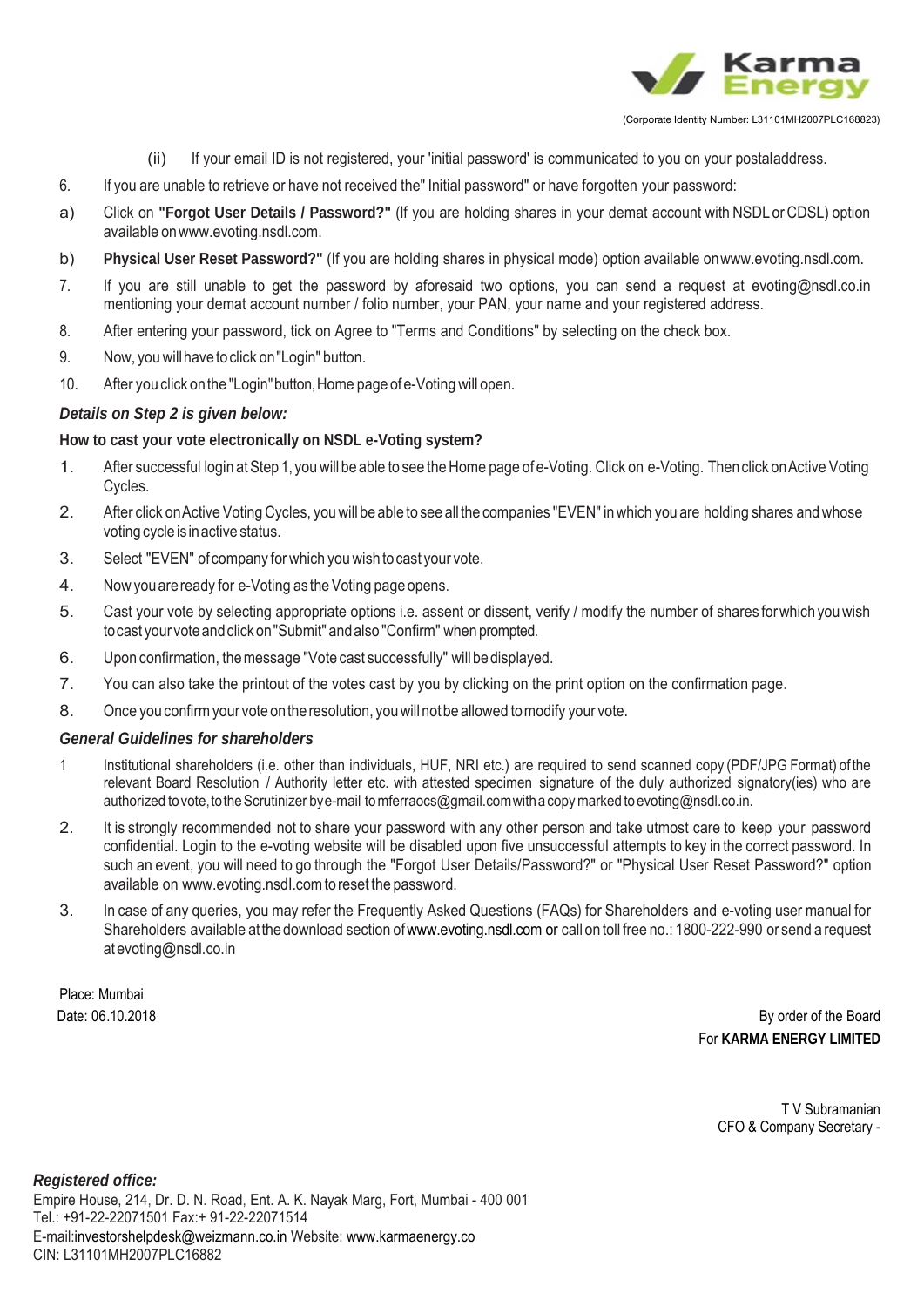(ii) If your email ID is not registered, your 'initial password' is communicated to you on your postaladdress.

6. If you are unable to retrieve or have not received the" Initial password" or have forgotten your password:

a) Click on **"Forgot User Details / Password?"** (If you are holding shares in your demat account with NSDL or CDSL) option available on www.evoting.nsdl.com.

b) **Physical User Reset Password?"** (If you are holding shares in physical mode) option available on www.evoting.nsdl.com.

7. If you are still unable to get the password by aforesaid two options, you can send a request at evoting@nsdl.co.in mentioning your demat account number / folio number, your PAN, your name and your registered address.

8. After entering your password, tick on Agree to "Terms and Conditions" by selecting on the check box.

9. Now, you will have to click on "Login" button.

10. After you click on the "Login" button, Home page of e-Voting will open.

***Details on Step 2 is given below:***

**How to cast your vote electronically on NSDL e-Voting system?**

1. After successful login at Step 1, you will be able to see the Home page of e-Voting. Click on e-Voting. Then click on Active Voting Cycles.
2. After click on Active Voting Cycles, you will be able to see all the companies "EVEN" in which you are holding shares and whose voting cycle is in active status.
3. Select "EVEN" of company for which you wish to cast your vote.
4. Now you are ready for e-Voting as the Voting page opens.
5. Cast your vote by selecting appropriate options i.e. assent or dissent, verify / modify the number of shares for which you wish to cast your vote and click on "Submit" and also "Confirm" when prompted.
6. Upon confirmation, the message "Vote cast successfully" will be displayed.
7. You can also take the printout of the votes cast by you by clicking on the print option on the confirmation page.
8. Once you confirm your vote on the resolution, you will not be allowed to modify your vote.

***General Guidelines for shareholders***

1. Institutional shareholders (i.e. other than individuals, HUF, NRI etc.) are required to send scanned copy (PDF/JPG Format) of the relevant Board Resolution / Authority letter etc. with attested specimen signature of the duly authorized signatory(ies) who are authorized to vote, to the Scrutinizer by e-mail to mferraocs@gmail.com with a copy marked to evoting@nsdl.co.in.
2. It is strongly recommended not to share your password with any other person and take utmost care to keep your password confidential. Login to the e-voting website will be disabled upon five unsuccessful attempts to key in the correct password. In such an event, you will need to go through the "Forgot User Details/Password?" or "Physical User Reset Password?" option available on www.evoting.nsdl.com to reset the password.
3. In case of any queries, you may refer the Frequently Asked Questions (FAQs) for Shareholders and e-voting user manual for Shareholders available at the download section of www.evoting.nsdl.com or call on toll free no.: 1800-222-990 or send a request at evoting@nsdl.co.in

Place: Mumbai
Date: 06.10.2018

By order of the Board
For **KARMA ENERGY LIMITED**

T V Subramanian
CFO & Company Secretary -

***Registered office:***
Empire House, 214, Dr. D. N. Road, Ent. A. K. Nayak Marg, Fort, Mumbai - 400 001
Tel.: +91-22-22071501 Fax:+ 91-22-22071514
E-mail:investorshelpdesk@weizmann.co.in Website: www.karmaenergy.co
CIN: L31101MH2007PLC16882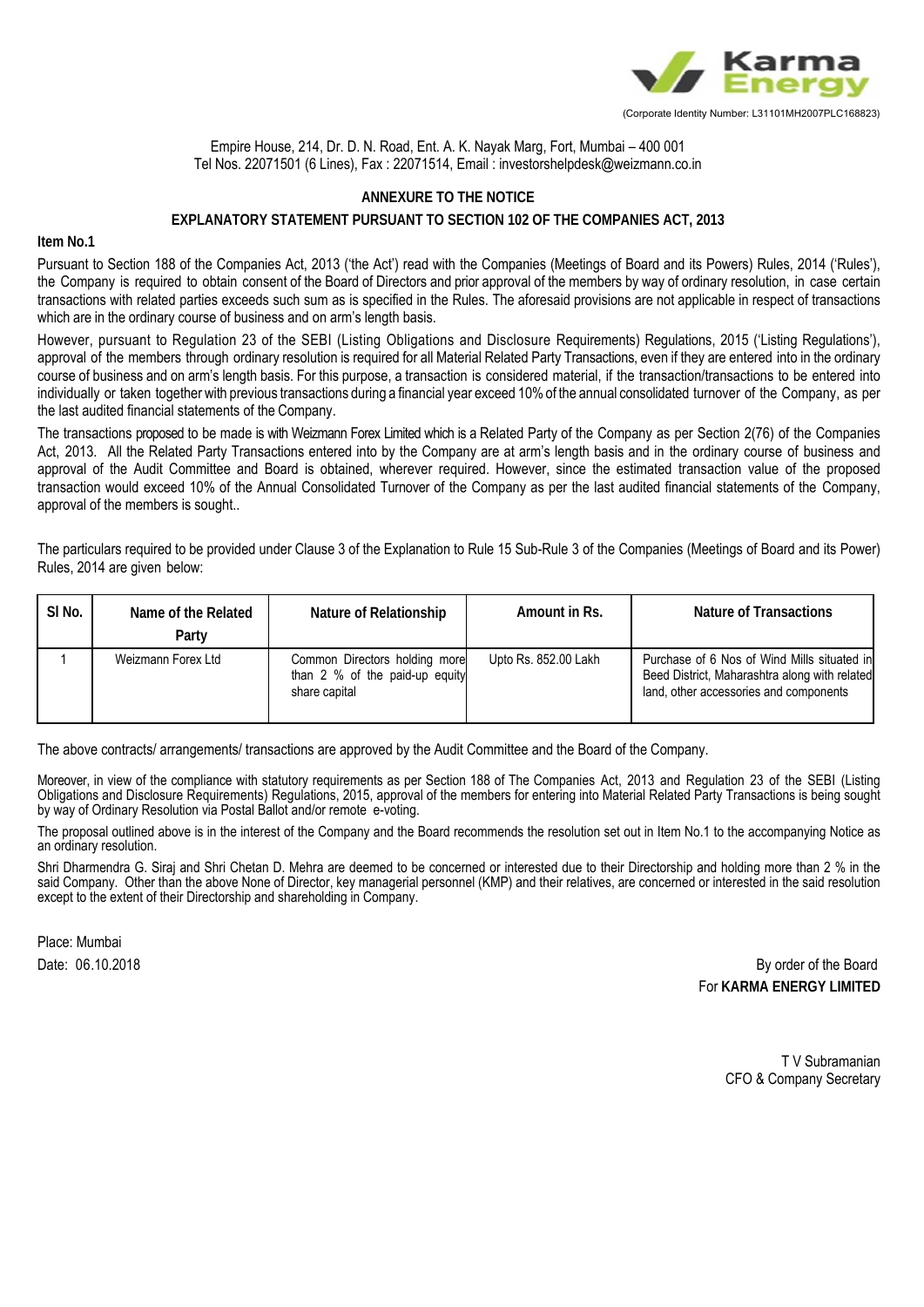Karma Energy

(Corporate Identity Number: L31101MH2007PLC168823)

Empire House, 214, Dr. D. N. Road, Ent. A. K. Nayak Marg, Fort, Mumbai – 400 001
Tel Nos. 22071501 (6 Lines), Fax : 22071514, Email : investorshelpdesk@weizmann.co.in

## ANNEXURE TO THE NOTICE

## EXPLANATORY STATEMENT PURSUANT TO SECTION 102 OF THE COMPANIES ACT, 2013

**Item No.1**

Pursuant to Section 188 of the Companies Act, 2013 ('the Act') read with the Companies (Meetings of Board and its Powers) Rules, 2014 ('Rules'), the Company is required to obtain consent of the Board of Directors and prior approval of the members by way of ordinary resolution, in case certain transactions with related parties exceeds such sum as is specified in the Rules. The aforesaid provisions are not applicable in respect of transactions which are in the ordinary course of business and on arm's length basis.

However, pursuant to Regulation 23 of the SEBI (Listing Obligations and Disclosure Requirements) Regulations, 2015 ('Listing Regulations'), approval of the members through ordinary resolution is required for all Material Related Party Transactions, even if they are entered into in the ordinary course of business and on arm's length basis. For this purpose, a transaction is considered material, if the transaction/transactions to be entered into individually or taken together with previous transactions during a financial year exceed 10% of the annual consolidated turnover of the Company, as per the last audited financial statements of the Company.

The transactions proposed to be made is with Weizmann Forex Limited which is a Related Party of the Company as per Section 2(76) of the Companies Act, 2013. All the Related Party Transactions entered into by the Company are at arm's length basis and in the ordinary course of business and approval of the Audit Committee and Board is obtained, wherever required. However, since the estimated transaction value of the proposed transaction would exceed 10% of the Annual Consolidated Turnover of the Company as per the last audited financial statements of the Company, approval of the members is sought..

The particulars required to be provided under Clause 3 of the Explanation to Rule 15 Sub-Rule 3 of the Companies (Meetings of Board and its Power) Rules, 2014 are given below:

| Sl No. | Name of the Related Party | Nature of Relationship | Amount in Rs. | Nature of Transactions |
|---|---|---|---|---|
| 1 | Weizmann Forex Ltd | Common Directors holding more than 2 % of the paid-up equity share capital | Upto Rs. 852.00 Lakh | Purchase of 6 Nos of Wind Mills situated in Beed District, Maharashtra along with related land, other accessories and components |

The above contracts/ arrangements/ transactions are approved by the Audit Committee and the Board of the Company.

Moreover, in view of the compliance with statutory requirements as per Section 188 of The Companies Act, 2013 and Regulation 23 of the SEBI (Listing Obligations and Disclosure Requirements) Regulations, 2015, approval of the members for entering into Material Related Party Transactions is being sought by way of Ordinary Resolution via Postal Ballot and/or remote e-voting.

The proposal outlined above is in the interest of the Company and the Board recommends the resolution set out in Item No.1 to the accompanying Notice as an ordinary resolution.

Shri Dharmendra G. Siraj and Shri Chetan D. Mehra are deemed to be concerned or interested due to their Directorship and holding more than 2 % in the said Company. Other than the above None of Director, key managerial personnel (KMP) and their relatives, are concerned or interested in the said resolution except to the extent of their Directorship and shareholding in Company.

Place: Mumbai
Date: 06.10.2018

By order of the Board
For **KARMA ENERGY LIMITED**

T V Subramanian
CFO & Company Secretary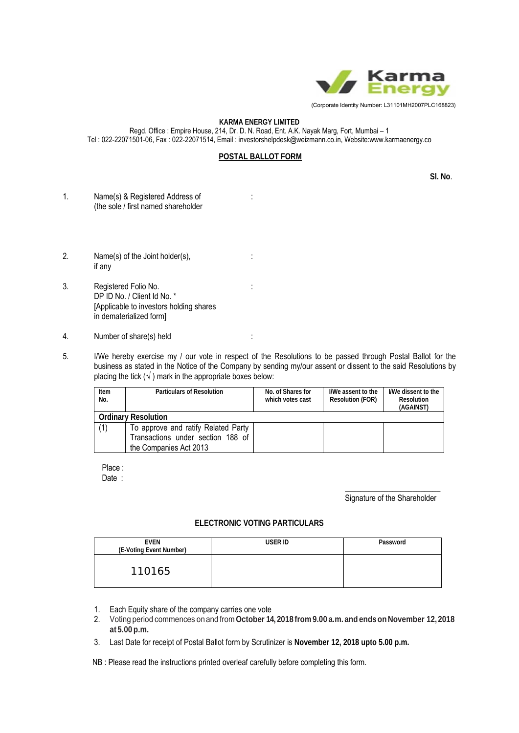Karma Energy

(Corporate Identity Number: L31101MH2007PLC168823)

**KARMA ENERGY LIMITED**

Regd. Office : Empire House, 214, Dr. D. N. Road, Ent. A.K. Nayak Marg, Fort, Mumbai – 1
Tel : 022-22071501-06, Fax : 022-22071514, Email : investorshelpdesk@weizmann.co.in, Website:www.karmaenergy.co

## POSTAL BALLOT FORM

**Sl. No**.

1. Name(s) & Registered Address of (the sole / first named shareholder :

2. Name(s) of the Joint holder(s), if any :

3. Registered Folio No. DP ID No. / Client Id No. * [Applicable to investors holding shares in dematerialized form] :

4. Number of share(s) held :

5. I/We hereby exercise my / our vote in respect of the Resolutions to be passed through Postal Ballot for the business as stated in the Notice of the Company by sending my/our assent or dissent to the said Resolutions by placing the tick (√) mark in the appropriate boxes below:

| Item No. | Particulars of Resolution | No. of Shares for which votes cast | I/We assent to the Resolution (FOR) | I/We dissent to the Resolution (AGAINST) |
|---|---|---|---|---|
| **Ordinary Resolution** | | | | |
| (1) | To approve and ratify Related Party Transactions under section 188 of the Companies Act 2013 | | | |

Place :
Date :

Signature of the Shareholder

## ELECTRONIC VOTING PARTICULARS

| EVEN (E-Voting Event Number) | USER ID | Password |
|---|---|---|
| 110165 | | |

1. Each Equity share of the company carries one vote
2. Voting period commences on and from **October 14, 2018 from 9.00 a.m. and ends on November 12, 2018 at 5.00 p.m.**
3. Last Date for receipt of Postal Ballot form by Scrutinizer is **November 12, 2018 upto 5.00 p.m.**

NB : Please read the instructions printed overleaf carefully before completing this form.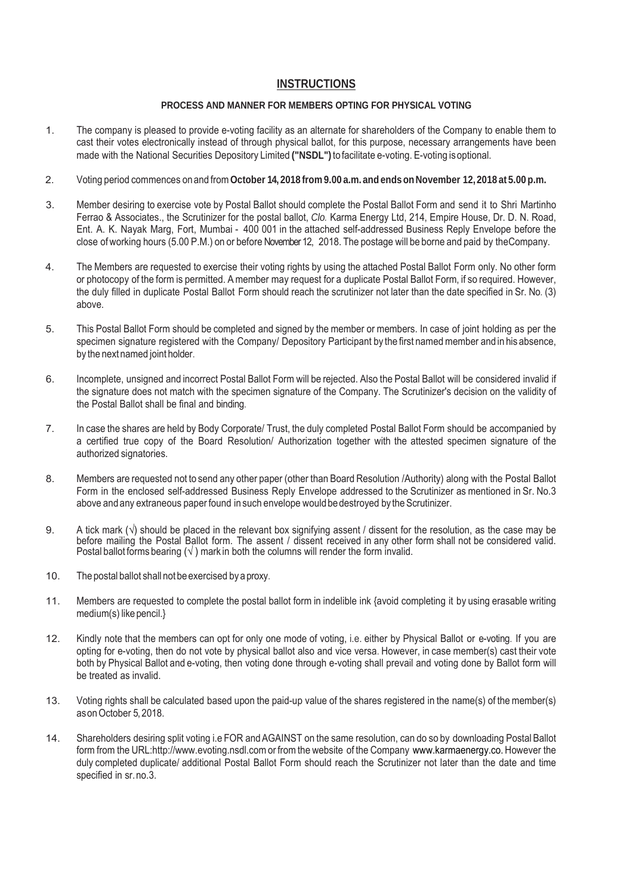## INSTRUCTIONS

### PROCESS AND MANNER FOR MEMBERS OPTING FOR PHYSICAL VOTING

1. The company is pleased to provide e-voting facility as an alternate for shareholders of the Company to enable them to cast their votes electronically instead of through physical ballot, for this purpose, necessary arrangements have been made with the National Securities Depository Limited **("NSDL")** to facilitate e-voting. E-voting is optional.

2. Voting period commences on and from **October 14, 2018 from 9.00 a.m. and ends on November 12, 2018 at 5.00 p.m.**

3. Member desiring to exercise vote by Postal Ballot should complete the Postal Ballot Form and send it to Shri Martinho Ferrao & Associates., the Scrutinizer for the postal ballot, *C/o.* Karma Energy Ltd, 214, Empire House, Dr. D. N. Road, Ent. A. K. Nayak Marg, Fort, Mumbai - 400 001 in the attached self-addressed Business Reply Envelope before the close of working hours (5.00 P.M.) on or before November 12, 2018. The postage will be borne and paid by theCompany.

4. The Members are requested to exercise their voting rights by using the attached Postal Ballot Form only. No other form or photocopy of the form is permitted. A member may request for a duplicate Postal Ballot Form, if so required. However, the duly filled in duplicate Postal Ballot Form should reach the scrutinizer not later than the date specified in Sr. No. (3) above.

5. This Postal Ballot Form should be completed and signed by the member or members. In case of joint holding as per the specimen signature registered with the Company/ Depository Participant by the first named member and in his absence, by the next named joint holder.

6. Incomplete, unsigned and incorrect Postal Ballot Form will be rejected. Also the Postal Ballot will be considered invalid if the signature does not match with the specimen signature of the Company. The Scrutinizer's decision on the validity of the Postal Ballot shall be final and binding.

7. In case the shares are held by Body Corporate/ Trust, the duly completed Postal Ballot Form should be accompanied by a certified true copy of the Board Resolution/ Authorization together with the attested specimen signature of the authorized signatories.

8. Members are requested not to send any other paper (other than Board Resolution /Authority) along with the Postal Ballot Form in the enclosed self-addressed Business Reply Envelope addressed to the Scrutinizer as mentioned in Sr. No.3 above and any extraneous paper found in such envelope would be destroyed by the Scrutinizer.

9. A tick mark (√) should be placed in the relevant box signifying assent / dissent for the resolution, as the case may be before mailing the Postal Ballot form. The assent / dissent received in any other form shall not be considered valid. Postal ballot forms bearing (√ ) mark in both the columns will render the form invalid.

10. The postal ballot shall not be exercised by a proxy.

11. Members are requested to complete the postal ballot form in indelible ink {avoid completing it by using erasable writing medium(s) like pencil.}

12. Kindly note that the members can opt for only one mode of voting, i.e. either by Physical Ballot or e-voting. If you are opting for e-voting, then do not vote by physical ballot also and vice versa. However, in case member(s) cast their vote both by Physical Ballot and e-voting, then voting done through e-voting shall prevail and voting done by Ballot form will be treated as invalid.

13. Voting rights shall be calculated based upon the paid-up value of the shares registered in the name(s) of the member(s) as on October 5, 2018.

14. Shareholders desiring split voting i.e FOR and AGAINST on the same resolution, can do so by downloading Postal Ballot form from the URL:http://www.evoting.nsdl.com or from the website of the Company www.karmaenergy.co. However the duly completed duplicate/ additional Postal Ballot Form should reach the Scrutinizer not later than the date and time specified in sr. no.3.